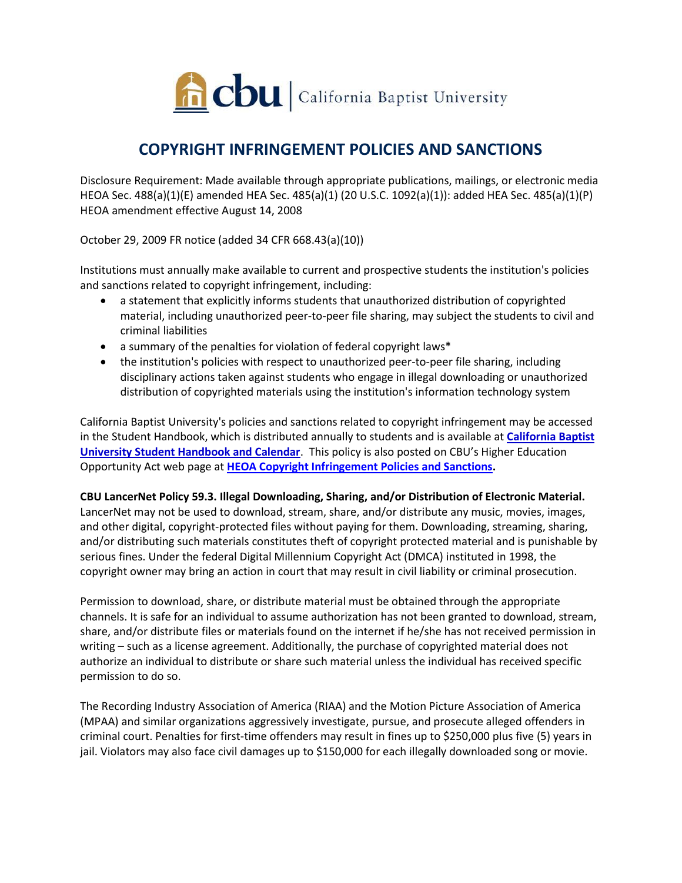# COPYRIGHT INFRINGEMENT POLICIES AND SANCTIONS

Disclosure Requirement: Made available through appropriate publications, mailings, or electronic media HEOA Sec. 488(a)(1)(E) amended HEA Sec. 485(a)(1) (20 U.S.C. 1092(a)(1)): added HEA Sec. 485(a)(1)(P) HEOA amendment effective August 14, 2008

October 29, 2009 FR notice (added 34 CFR 668.43(a)(10))

Institutions must annually make available to current and prospective students the institution's policies and sanctions related to copyright infringement, including:

- a statement that explicitly informs students that unauthorized distribution of copyrighted material, including unauthorized peer-to-peer file sharing, may subject the students to civil and criminal liabilities
- a summary of the penalties for violation of federal copyright laws*
- the institution's policies with respect to unauthorized peer-to-peer file sharing, including disciplinary actions taken against students who engage in illegal downloading or unauthorized distribution of copyrighted materials using the institution's information technology system

California Baptist University's policies and sanctions related to copyright infringement may be accessed in the Student Handbook, which is distributed annually to students and is available at **California Baptist University Student Handbook and Calendar**. This policy is also posted on CBU's Higher Education Opportunity Act web page at **HEOA Copyright Infringement Policies and Sanctions.**

**CBU LancerNet Policy 59.3. Illegal Downloading, Sharing, and/or Distribution of Electronic Material.** LancerNet may not be used to download, stream, share, and/or distribute any music, movies, images, and other digital, copyright-protected files without paying for them. Downloading, streaming, sharing, and/or distributing such materials constitutes theft of copyright protected material and is punishable by serious fines. Under the federal Digital Millennium Copyright Act (DMCA) instituted in 1998, the copyright owner may bring an action in court that may result in civil liability or criminal prosecution.

Permission to download, share, or distribute material must be obtained through the appropriate channels. It is safe for an individual to assume authorization has not been granted to download, stream, share, and/or distribute files or materials found on the internet if he/she has not received permission in writing – such as a license agreement. Additionally, the purchase of copyrighted material does not authorize an individual to distribute or share such material unless the individual has received specific permission to do so.

The Recording Industry Association of America (RIAA) and the Motion Picture Association of America (MPAA) and similar organizations aggressively investigate, pursue, and prosecute alleged offenders in criminal court. Penalties for first-time offenders may result in fines up to $250,000 plus five (5) years in jail. Violators may also face civil damages up to $150,000 for each illegally downloaded song or movie.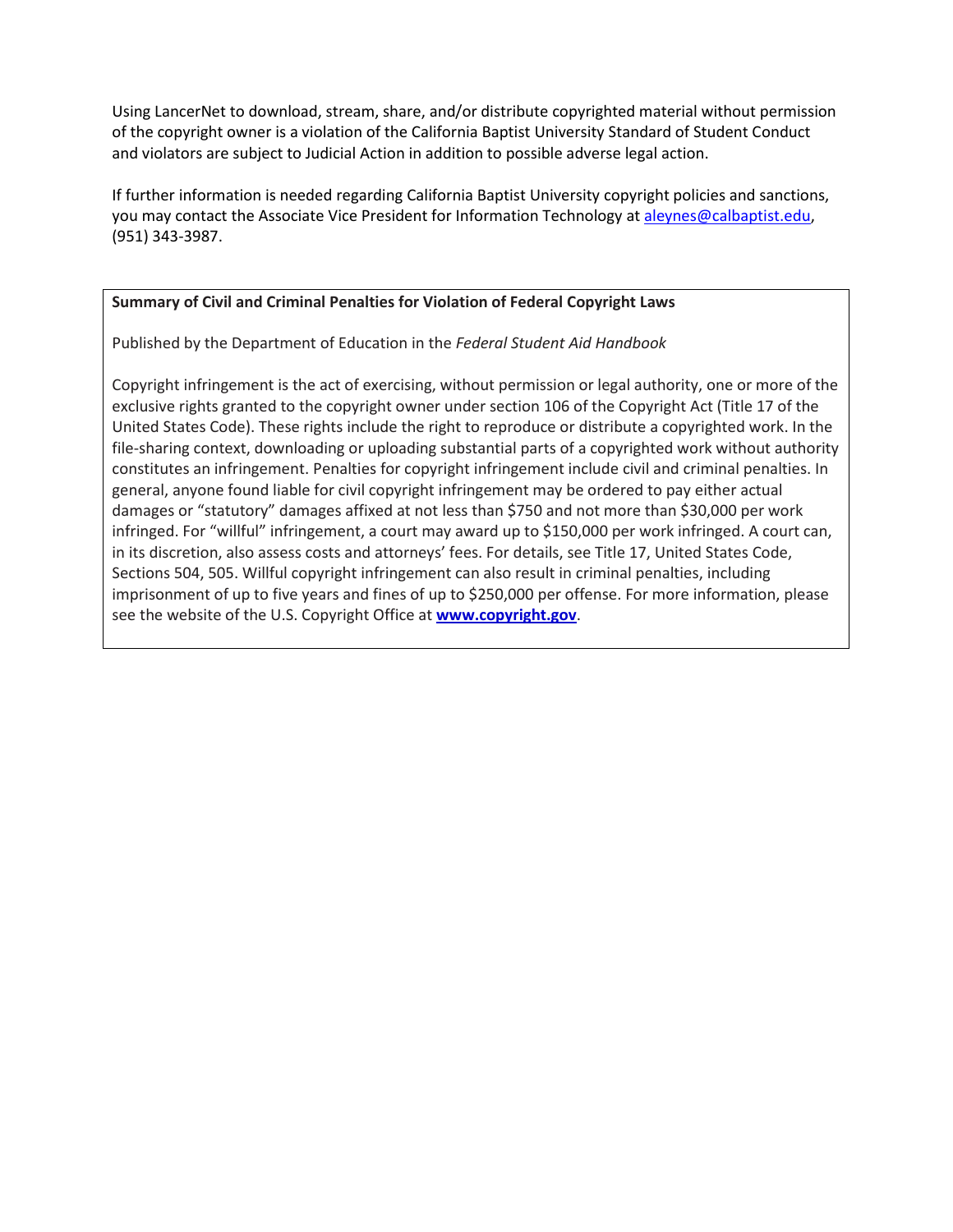Using LancerNet to download, stream, share, and/or distribute copyrighted material without permission of the copyright owner is a violation of the California Baptist University Standard of Student Conduct and violators are subject to Judicial Action in addition to possible adverse legal action.

If further information is needed regarding California Baptist University copyright policies and sanctions, you may contact the Associate Vice President for Information Technology at aleynes@calbaptist.edu, (951) 343-3987.

**Summary of Civil and Criminal Penalties for Violation of Federal Copyright Laws**

Published by the Department of Education in the *Federal Student Aid Handbook*

Copyright infringement is the act of exercising, without permission or legal authority, one or more of the exclusive rights granted to the copyright owner under section 106 of the Copyright Act (Title 17 of the United States Code). These rights include the right to reproduce or distribute a copyrighted work. In the file-sharing context, downloading or uploading substantial parts of a copyrighted work without authority constitutes an infringement. Penalties for copyright infringement include civil and criminal penalties. In general, anyone found liable for civil copyright infringement may be ordered to pay either actual damages or "statutory" damages affixed at not less than $750 and not more than $30,000 per work infringed. For "willful" infringement, a court may award up to $150,000 per work infringed. A court can, in its discretion, also assess costs and attorneys' fees. For details, see Title 17, United States Code, Sections 504, 505. Willful copyright infringement can also result in criminal penalties, including imprisonment of up to five years and fines of up to $250,000 per offense. For more information, please see the website of the U.S. Copyright Office at **www.copyright.gov**.